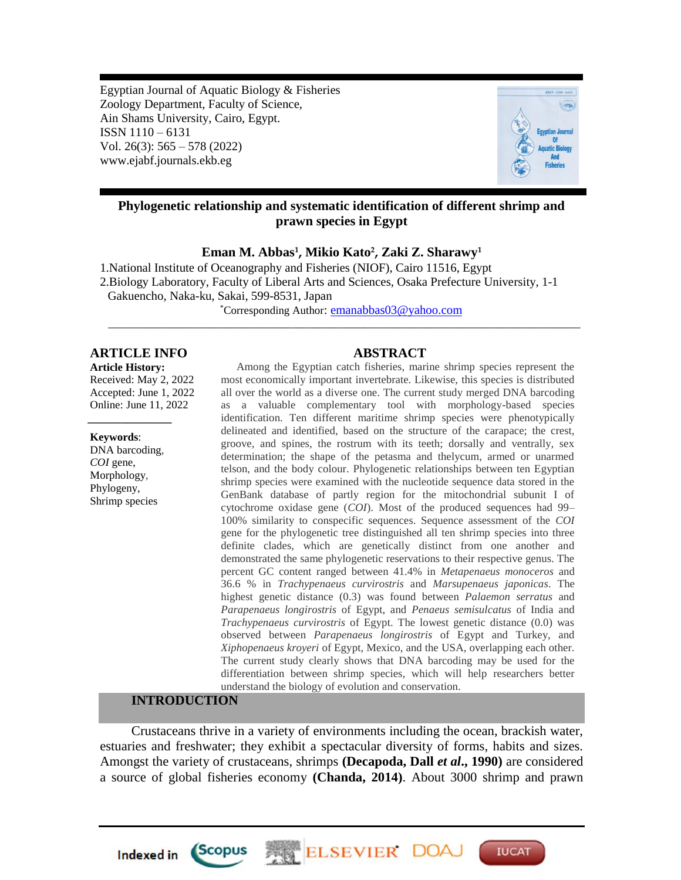Egyptian Journal of Aquatic Biology & Fisheries
Zoology Department, Faculty of Science,
Ain Shams University, Cairo, Egypt.
ISSN 1110 – 6131
Vol. 26(3): 565 – 578 (2022)
www.ejabf.journals.ekb.eg

# Phylogenetic relationship and systematic identification of different shrimp and prawn species in Egypt

**Eman M. Abbas[1], Mikio Kato[2], Zaki Z. Sharawy[1]**

1.National Institute of Oceanography and Fisheries (NIOF), Cairo 11516, Egypt
2.Biology Laboratory, Faculty of Liberal Arts and Sciences, Osaka Prefecture University, 1-1 Gakuencho, Naka-ku, Sakai, 599-8531, Japan

[*]Corresponding Author: emanabbas03@yahoo.com

## ARTICLE INFO

**Article History:**
Received: May 2, 2022
Accepted: June 1, 2022
Online: June 11, 2022

**Keywords**:
DNA barcoding,
*COI* gene,
Morphology,
Phylogeny,
Shrimp species

## ABSTRACT

Among the Egyptian catch fisheries, marine shrimp species represent the most economically important invertebrate. Likewise, this species is distributed all over the world as a diverse one. The current study merged DNA barcoding as a valuable complementary tool with morphology-based species identification. Ten different maritime shrimp species were phenotypically delineated and identified, based on the structure of the carapace; the crest, groove, and spines, the rostrum with its teeth; dorsally and ventrally, sex determination; the shape of the petasma and thelycum, armed or unarmed telson, and the body colour. Phylogenetic relationships between ten Egyptian shrimp species were examined with the nucleotide sequence data stored in the GenBank database of partly region for the mitochondrial subunit I of cytochrome oxidase gene (*COI*). Most of the produced sequences had 99–100% similarity to conspecific sequences. Sequence assessment of the *COI* gene for the phylogenetic tree distinguished all ten shrimp species into three definite clades, which are genetically distinct from one another and demonstrated the same phylogenetic reservations to their respective genus. The percent GC content ranged between 41.4% in *Metapenaeus monoceros* and 36.6 % in *Trachypenaeus curvirostris* and *Marsupenaeus japonicas*. The highest genetic distance (0.3) was found between *Palaemon serratus* and *Parapenaeus longirostris* of Egypt, and *Penaeus semisulcatus* of India and *Trachypenaeus curvirostris* of Egypt. The lowest genetic distance (0.0) was observed between *Parapenaeus longirostris* of Egypt and Turkey, and *Xiphopenaeus kroyeri* of Egypt, Mexico, and the USA, overlapping each other. The current study clearly shows that DNA barcoding may be used for the differentiation between shrimp species, which will help researchers better understand the biology of evolution and conservation.

## INTRODUCTION

Crustaceans thrive in a variety of environments including the ocean, brackish water, estuaries and freshwater; they exhibit a spectacular diversity of forms, habits and sizes. Amongst the variety of crustaceans, shrimps **(Decapoda, Dall *et al*., 1990)** are considered a source of global fisheries economy **(Chanda, 2014)**. About 3000 shrimp and prawn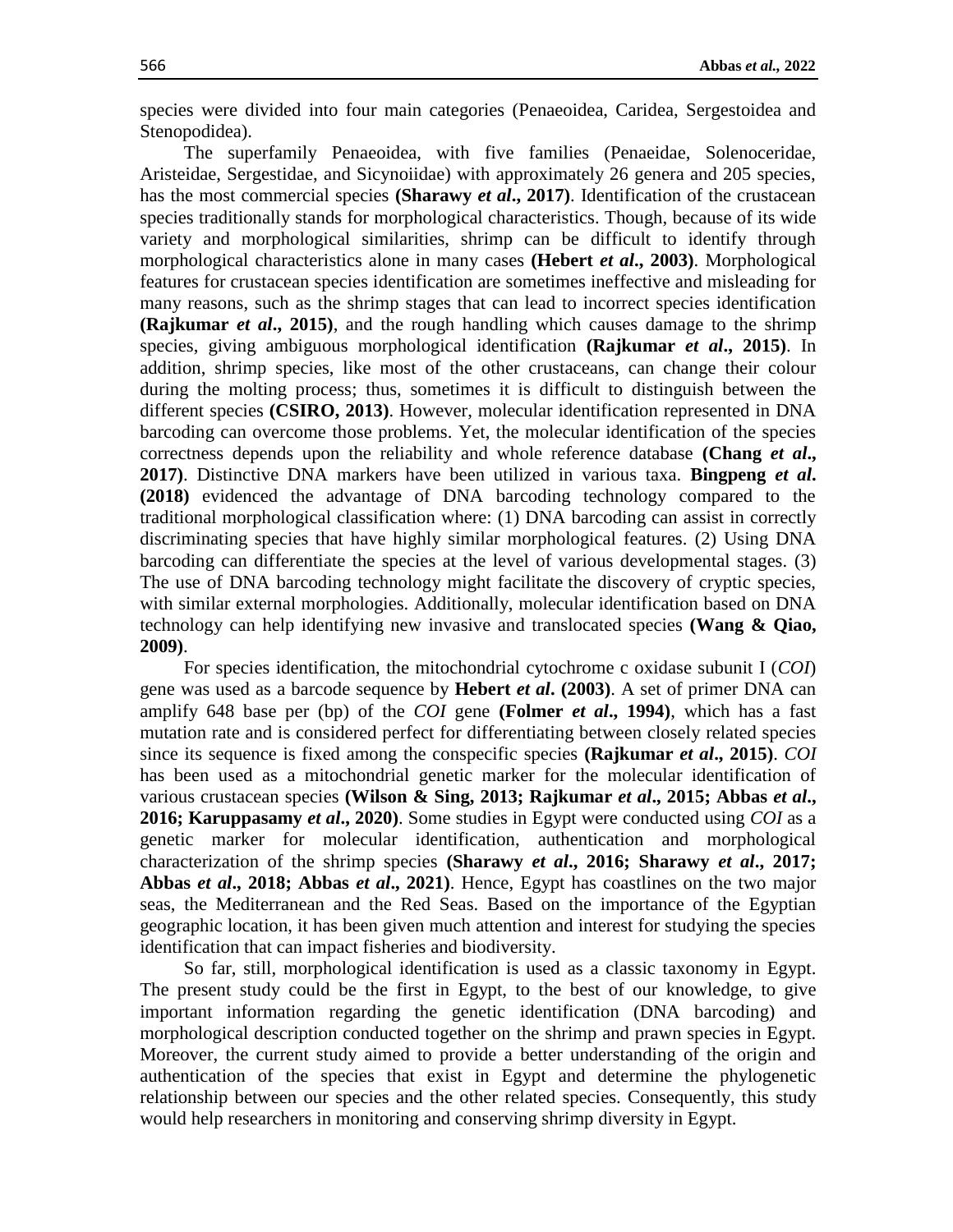species were divided into four main categories (Penaeoidea, Caridea, Sergestoidea and Stenopodidea).

The superfamily Penaeoidea, with five families (Penaeidae, Solenoceridae, Aristeidae, Sergestidae, and Sicynoiidae) with approximately 26 genera and 205 species, has the most commercial species **(Sharawy *et al*., 2017)**. Identification of the crustacean species traditionally stands for morphological characteristics. Though, because of its wide variety and morphological similarities, shrimp can be difficult to identify through morphological characteristics alone in many cases **(Hebert *et al*., 2003)**. Morphological features for crustacean species identification are sometimes ineffective and misleading for many reasons, such as the shrimp stages that can lead to incorrect species identification **(Rajkumar *et al*., 2015)**, and the rough handling which causes damage to the shrimp species, giving ambiguous morphological identification **(Rajkumar *et al*., 2015)**. In addition, shrimp species, like most of the other crustaceans, can change their colour during the molting process; thus, sometimes it is difficult to distinguish between the different species **(CSIRO, 2013)**. However, molecular identification represented in DNA barcoding can overcome those problems. Yet, the molecular identification of the species correctness depends upon the reliability and whole reference database **(Chang *et al*., 2017)**. Distinctive DNA markers have been utilized in various taxa. **Bingpeng *et al*. (2018)** evidenced the advantage of DNA barcoding technology compared to the traditional morphological classification where: (1) DNA barcoding can assist in correctly discriminating species that have highly similar morphological features. (2) Using DNA barcoding can differentiate the species at the level of various developmental stages. (3) The use of DNA barcoding technology might facilitate the discovery of cryptic species, with similar external morphologies. Additionally, molecular identification based on DNA technology can help identifying new invasive and translocated species **(Wang & Qiao, 2009)**.

For species identification, the mitochondrial cytochrome c oxidase subunit I (*COI*) gene was used as a barcode sequence by **Hebert *et al*. (2003)**. A set of primer DNA can amplify 648 base per (bp) of the *COI* gene **(Folmer *et al*., 1994)**, which has a fast mutation rate and is considered perfect for differentiating between closely related species since its sequence is fixed among the conspecific species **(Rajkumar *et al*., 2015)**. *COI* has been used as a mitochondrial genetic marker for the molecular identification of various crustacean species **(Wilson & Sing, 2013; Rajkumar *et al*., 2015; Abbas *et al*., 2016; Karuppasamy *et al*., 2020)**. Some studies in Egypt were conducted using *COI* as a genetic marker for molecular identification, authentication and morphological characterization of the shrimp species **(Sharawy *et al*., 2016; Sharawy *et al*., 2017; Abbas *et al*., 2018; Abbas *et al*., 2021)**. Hence, Egypt has coastlines on the two major seas, the Mediterranean and the Red Seas. Based on the importance of the Egyptian geographic location, it has been given much attention and interest for studying the species identification that can impact fisheries and biodiversity.

So far, still, morphological identification is used as a classic taxonomy in Egypt. The present study could be the first in Egypt, to the best of our knowledge, to give important information regarding the genetic identification (DNA barcoding) and morphological description conducted together on the shrimp and prawn species in Egypt. Moreover, the current study aimed to provide a better understanding of the origin and authentication of the species that exist in Egypt and determine the phylogenetic relationship between our species and the other related species. Consequently, this study would help researchers in monitoring and conserving shrimp diversity in Egypt.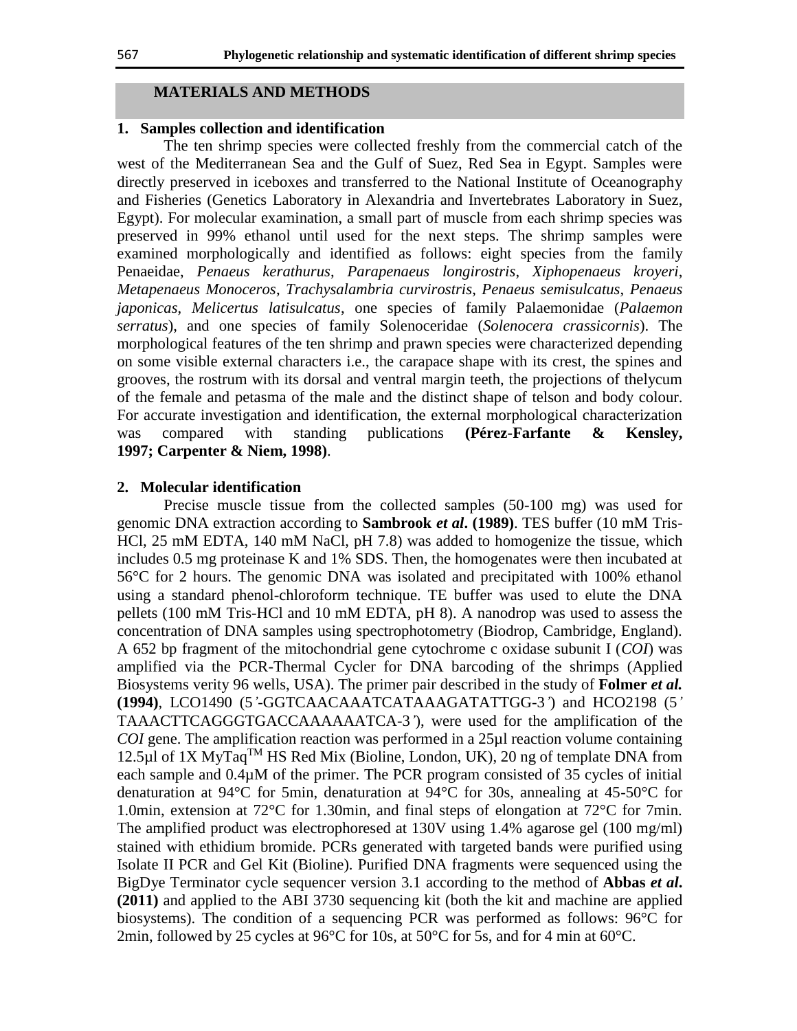## MATERIALS AND METHODS

### 1. Samples collection and identification

The ten shrimp species were collected freshly from the commercial catch of the west of the Mediterranean Sea and the Gulf of Suez, Red Sea in Egypt. Samples were directly preserved in iceboxes and transferred to the National Institute of Oceanography and Fisheries (Genetics Laboratory in Alexandria and Invertebrates Laboratory in Suez, Egypt). For molecular examination, a small part of muscle from each shrimp species was preserved in 99% ethanol until used for the next steps. The shrimp samples were examined morphologically and identified as follows: eight species from the family Penaeidae, *Penaeus kerathurus*, *Parapenaeus longirostris*, *Xiphopenaeus kroyeri*, *Metapenaeus Monoceros*, *Trachysalambria curvirostris*, *Penaeus semisulcatus*, *Penaeus japonicas*, *Melicertus latisulcatus*, one species of family Palaemonidae (*Palaemon serratus*), and one species of family Solenoceridae (*Solenocera crassicornis*). The morphological features of the ten shrimp and prawn species were characterized depending on some visible external characters i.e., the carapace shape with its crest, the spines and grooves, the rostrum with its dorsal and ventral margin teeth, the projections of thelycum of the female and petasma of the male and the distinct shape of telson and body colour. For accurate investigation and identification, the external morphological characterization was compared with standing publications **(Pérez-Farfante & Kensley, 1997; Carpenter & Niem, 1998)**.

### 2. Molecular identification

Precise muscle tissue from the collected samples (50-100 mg) was used for genomic DNA extraction according to **Sambrook *et al*. (1989)**. TES buffer (10 mM Tris-HCl, 25 mM EDTA, 140 mM NaCl, pH 7.8) was added to homogenize the tissue, which includes 0.5 mg proteinase K and 1% SDS. Then, the homogenates were then incubated at 56°C for 2 hours. The genomic DNA was isolated and precipitated with 100% ethanol using a standard phenol-chloroform technique. TE buffer was used to elute the DNA pellets (100 mM Tris-HCl and 10 mM EDTA, pH 8). A nanodrop was used to assess the concentration of DNA samples using spectrophotometry (Biodrop, Cambridge, England). A 652 bp fragment of the mitochondrial gene cytochrome c oxidase subunit I (*COI*) was amplified via the PCR-Thermal Cycler for DNA barcoding of the shrimps (Applied Biosystems verity 96 wells, USA). The primer pair described in the study of **Folmer *et al.* (1994)**, LCO1490 (5'-GGTCAACAAATCATAAAGATATTGG-3') and HCO2198 (5' TAAACTTCAGGGTGACCAAAAAATCA-3'), were used for the amplification of the *COI* gene. The amplification reaction was performed in a 25µl reaction volume containing 12.5µl of 1X MyTaq™ HS Red Mix (Bioline, London, UK), 20 ng of template DNA from each sample and 0.4µM of the primer. The PCR program consisted of 35 cycles of initial denaturation at 94°C for 5min, denaturation at 94°C for 30s, annealing at 45-50°C for 1.0min, extension at 72°C for 1.30min, and final steps of elongation at 72°C for 7min. The amplified product was electrophoresed at 130V using 1.4% agarose gel (100 mg/ml) stained with ethidium bromide. PCRs generated with targeted bands were purified using Isolate II PCR and Gel Kit (Bioline). Purified DNA fragments were sequenced using the BigDye Terminator cycle sequencer version 3.1 according to the method of **Abbas *et al*. (2011)** and applied to the ABI 3730 sequencing kit (both the kit and machine are applied biosystems). The condition of a sequencing PCR was performed as follows: 96°C for 2min, followed by 25 cycles at 96°C for 10s, at 50°C for 5s, and for 4 min at 60°C.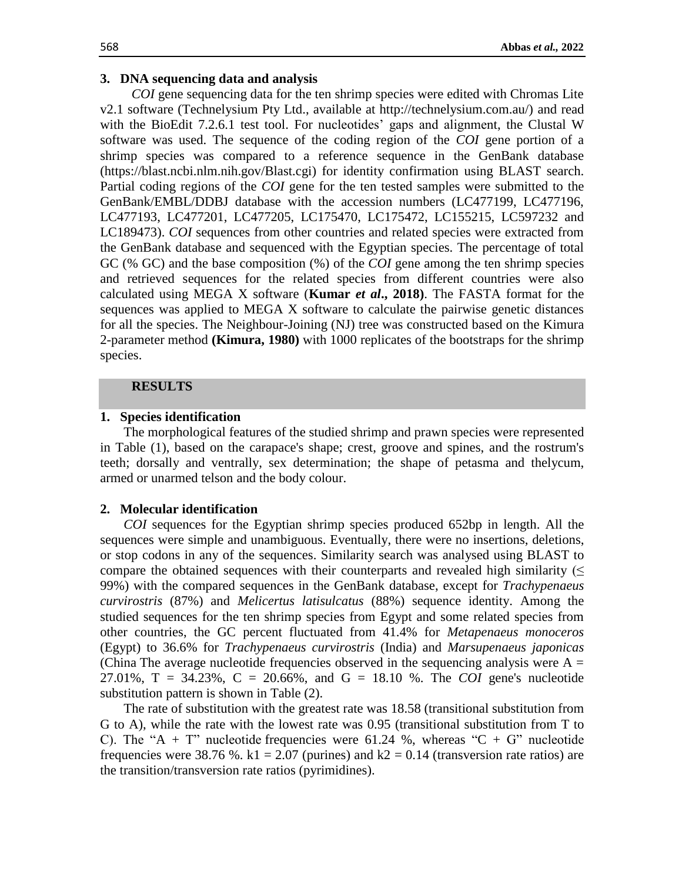### 3. DNA sequencing data and analysis

*COI* gene sequencing data for the ten shrimp species were edited with Chromas Lite v2.1 software (Technelysium Pty Ltd., available at http://technelysium.com.au/) and read with the BioEdit 7.2.6.1 test tool. For nucleotides' gaps and alignment, the Clustal W software was used. The sequence of the coding region of the *COI* gene portion of a shrimp species was compared to a reference sequence in the GenBank database (https://blast.ncbi.nlm.nih.gov/Blast.cgi) for identity confirmation using BLAST search. Partial coding regions of the *COI* gene for the ten tested samples were submitted to the GenBank/EMBL/DDBJ database with the accession numbers (LC477199, LC477196, LC477193, LC477201, LC477205, LC175470, LC175472, LC155215, LC597232 and LC189473). *COI* sequences from other countries and related species were extracted from the GenBank database and sequenced with the Egyptian species. The percentage of total GC (% GC) and the base composition (%) of the *COI* gene among the ten shrimp species and retrieved sequences for the related species from different countries were also calculated using MEGA X software (**Kumar *et al*., 2018)**. The FASTA format for the sequences was applied to MEGA X software to calculate the pairwise genetic distances for all the species. The Neighbour-Joining (NJ) tree was constructed based on the Kimura 2-parameter method **(Kimura, 1980)** with 1000 replicates of the bootstraps for the shrimp species.

## RESULTS

### 1. Species identification

The morphological features of the studied shrimp and prawn species were represented in Table (1), based on the carapace's shape; crest, groove and spines, and the rostrum's teeth; dorsally and ventrally, sex determination; the shape of petasma and thelycum, armed or unarmed telson and the body colour.

### 2. Molecular identification

*COI* sequences for the Egyptian shrimp species produced 652bp in length. All the sequences were simple and unambiguous. Eventually, there were no insertions, deletions, or stop codons in any of the sequences. Similarity search was analysed using BLAST to compare the obtained sequences with their counterparts and revealed high similarity ($\leq$ 99%) with the compared sequences in the GenBank database, except for *Trachypenaeus curvirostris* (87%) and *Melicertus latisulcatus* (88%) sequence identity. Among the studied sequences for the ten shrimp species from Egypt and some related species from other countries, the GC percent fluctuated from 41.4% for *Metapenaeus monoceros* (Egypt) to 36.6% for *Trachypenaeus curvirostris* (India) and *Marsupenaeus japonicas* (China The average nucleotide frequencies observed in the sequencing analysis were A = 27.01%, T = 34.23%, C = 20.66%, and G = 18.10 %. The *COI* gene's nucleotide substitution pattern is shown in Table (2).

The rate of substitution with the greatest rate was 18.58 (transitional substitution from G to A), while the rate with the lowest rate was 0.95 (transitional substitution from T to C). The "A + T" nucleotide frequencies were 61.24 %, whereas "C + G" nucleotide frequencies were 38.76 %. $k1 = 2.07$ (purines) and $k2 = 0.14$ (transversion rate ratios) are the transition/transversion rate ratios (pyrimidines).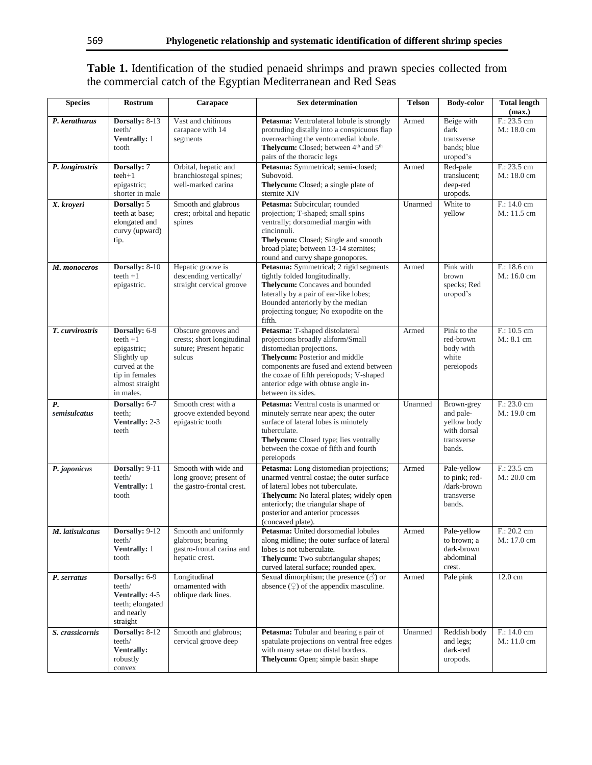**Table 1.** Identification of the studied penaeid shrimps and prawn species collected from the commercial catch of the Egyptian Mediterranean and Red Seas

| Species | Rostrum | Carapace | Sex determination | Telson | Body-color | Total length (max.) |
|---|---|---|---|---|---|---|
| ***P. kerathurus*** | **Dorsally:** 8-13 teeth/ **Ventrally:** 1 tooth | Vast and chitinous carapace with 14 segments | **Petasma:** Ventrolateral lobule is strongly protruding distally into a conspicuous flap overreaching the ventromedial lobule. **Thelycum:** Closed; between 4th and 5th pairs of the thoracic legs | Armed | Beige with dark transverse bands; blue uropod's | F.: 23.5 cm M.: 18.0 cm |
| ***P. longirostris*** | **Dorsally:** 7 teeh+1 epigastric; shorter in male | Orbital, hepatic and branchiostegal spines; well-marked carina | **Petasma:** Symmetrical; semi-closed; Subovoid. **Thelycum:** Closed; a single plate of sternite XIV | Armed | Red-pale translucent; deep-red uropods. | F.: 23.5 cm M.: 18.0 cm |
| ***X. kroyeri*** | **Dorsally:** 5 teeth at base; elongated and curvy (upward) tip. | Smooth and glabrous crest; orbital and hepatic spines | **Petasma:** Subcircular; rounded projection; T-shaped; small spins ventrally; dorsomedial margin with cincinnuli. **Thelycum:** Closed; Single and smooth broad plate; between 13-14 sternites; round and curvy shape gonopores. | Unarmed | White to yellow | F.: 14.0 cm M.: 11.5 cm |
| ***M. monoceros*** | **Dorsally:** 8-10 teeth +1 epigastric. | Hepatic groove is descending vertically/ straight cervical groove | **Petasma:** Symmetrical; 2 rigid segments tightly folded longitudinally. **Thelycum:** Concaves and bounded laterally by a pair of ear-like lobes; Bounded anteriorly by the median projecting tongue; No exopodite on the fifth. | Armed | Pink with brown specks; Red uropod's | F.: 18.6 cm M.: 16.0 cm |
| ***T. curvirostris*** | **Dorsally:** 6-9 teeth +1 epigastric; Slightly up curved at the tip in females almost straight in males. | Obscure grooves and crests; short longitudinal suture; Present hepatic sulcus | **Petasma:** T-shaped distolateral projections broadly aliform/Small distomedian projections. **Thelycum:** Posterior and middle components are fused and extend between the coxae of fifth pereiopods; V-shaped anterior edge with obtuse angle in-between its sides. | Armed | Pink to the red-brown body with white pereiopods | F.: 10.5 cm M.: 8.1 cm |
| ***P. semisulcatus*** | **Dorsally:** 6-7 teeth; **Ventrally:** 2-3 teeth | Smooth crest with a groove extended beyond epigastric tooth | **Petasma:** Ventral costa is unarmed or minutely serrate near apex; the outer surface of lateral lobes is minutely tuberculate. **Thelycum:** Closed type; lies ventrally between the coxae of fifth and fourth pereiopods | Unarmed | Brown-grey and pale-yellow body with dorsal transverse bands. | F.: 23.0 cm M.: 19.0 cm |
| ***P. japonicus*** | **Dorsally:** 9-11 teeth/ **Ventrally:** 1 tooth | Smooth with wide and long groove; present of the gastro-frontal crest. | **Petasma:** Long distomedian projections; unarmed ventral costae; the outer surface of lateral lobes not tuberculate. **Thelycum:** No lateral plates; widely open anteriorly; the triangular shape of posterior and anterior processes (concaved plate). | Armed | Pale-yellow to pink; red-/dark-brown transverse bands. | F.: 23.5 cm M.: 20.0 cm |
| ***M. latisulcatus*** | **Dorsally:** 9-12 teeth/ **Ventrally:** 1 tooth | Smooth and uniformly glabrous; bearing gastro-frontal carina and hepatic crest. | **Petasma:** United dorsomedial lobules along midline; the outer surface of lateral lobes is not tuberculate. **Thelycum:** Two subtriangular shapes; curved lateral surface; rounded apex. | Armed | Pale-yellow to brown; a dark-brown abdominal crest. | F.: 20.2 cm M.: 17.0 cm |
| ***P. serratus*** | **Dorsally:** 6-9 teeth/ **Ventrally:** 4-5 teeth; elongated and nearly straight | Longitudinal ornamented with oblique dark lines. | Sexual dimorphism; the presence (♂) or absence (♀) of the appendix masculine. | Armed | Pale pink | 12.0 cm |
| ***S. crassicornis*** | **Dorsally:** 8-12 teeth/ **Ventrally:** robustly convex | Smooth and glabrous; cervical groove deep | **Petasma:** Tubular and bearing a pair of spatulate projections on ventral free edges with many setae on distal borders. **Thelycum:** Open; simple basin shape | Unarmed | Reddish body and legs; dark-red uropods. | F.: 14.0 cm M.: 11.0 cm |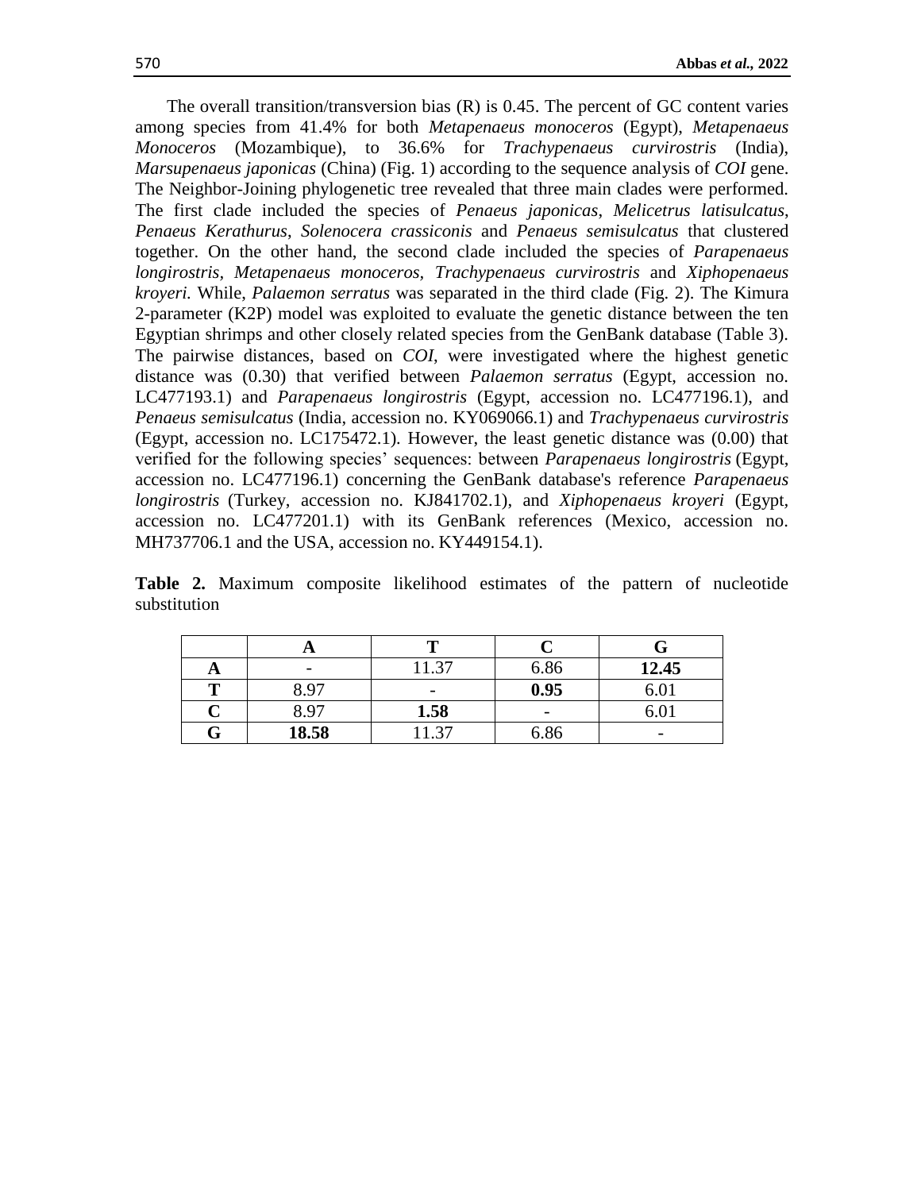The overall transition/transversion bias (R) is 0.45. The percent of GC content varies among species from 41.4% for both *Metapenaeus monoceros* (Egypt), *Metapenaeus Monoceros* (Mozambique), to 36.6% for *Trachypenaeus curvirostris* (India), *Marsupenaeus japonicas* (China) (Fig. 1) according to the sequence analysis of *COI* gene. The Neighbor-Joining phylogenetic tree revealed that three main clades were performed. The first clade included the species of *Penaeus japonicas*, *Melicetrus latisulcatus*, *Penaeus Kerathurus*, *Solenocera crassiconis* and *Penaeus semisulcatus* that clustered together. On the other hand, the second clade included the species of *Parapenaeus longirostris*, *Metapenaeus monoceros*, *Trachypenaeus curvirostris* and *Xiphopenaeus kroyeri.* While, *Palaemon serratus* was separated in the third clade (Fig. 2). The Kimura 2-parameter (K2P) model was exploited to evaluate the genetic distance between the ten Egyptian shrimps and other closely related species from the GenBank database (Table 3). The pairwise distances, based on *COI*, were investigated where the highest genetic distance was (0.30) that verified between *Palaemon serratus* (Egypt, accession no. LC477193.1) and *Parapenaeus longirostris* (Egypt, accession no. LC477196.1), and *Penaeus semisulcatus* (India, accession no. KY069066.1) and *Trachypenaeus curvirostris* (Egypt, accession no. LC175472.1). However, the least genetic distance was (0.00) that verified for the following species' sequences: between *Parapenaeus longirostris* (Egypt, accession no. LC477196.1) concerning the GenBank database's reference *Parapenaeus longirostris* (Turkey, accession no. KJ841702.1), and *Xiphopenaeus kroyeri* (Egypt, accession no. LC477201.1) with its GenBank references (Mexico, accession no. MH737706.1 and the USA, accession no. KY449154.1).

**Table 2.** Maximum composite likelihood estimates of the pattern of nucleotide substitution

| | **A** | **T** | **C** | **G** |
|---|---|---|---|---|
| **A** | - | 11.37 | 6.86 | **12.45** |
| **T** | 8.97 | - | **0.95** | 6.01 |
| **C** | 8.97 | **1.58** | - | 6.01 |
| **G** | **18.58** | 11.37 | 6.86 | - |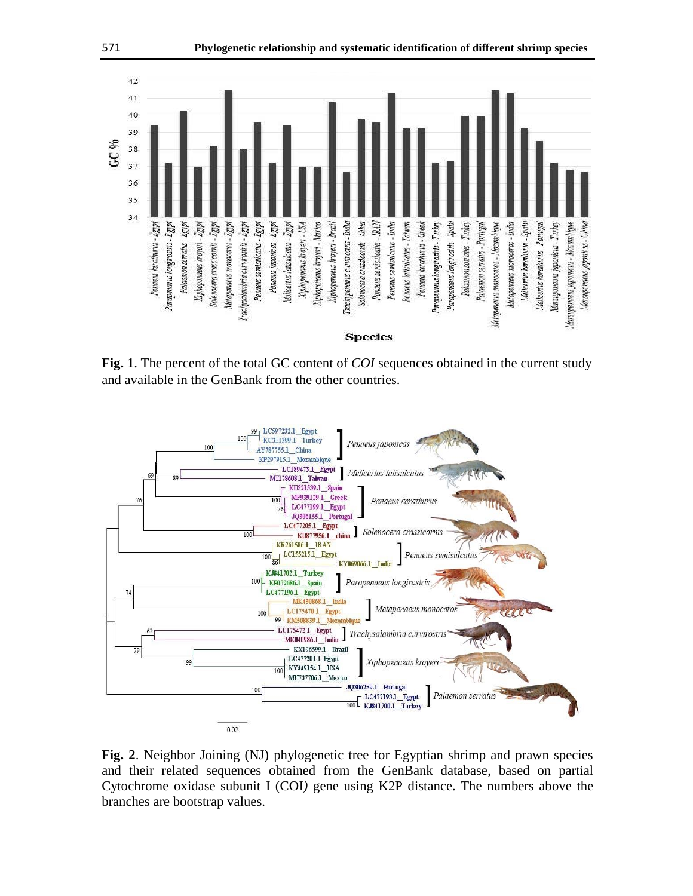**Fig. 1**. The percent of the total GC content of *COI* sequences obtained in the current study and available in the GenBank from the other countries.

**Fig. 2**. Neighbor Joining (NJ) phylogenetic tree for Egyptian shrimp and prawn species and their related sequences obtained from the GenBank database, based on partial Cytochrome oxidase subunit I (COI*)* gene using K2P distance. The numbers above the branches are bootstrap values.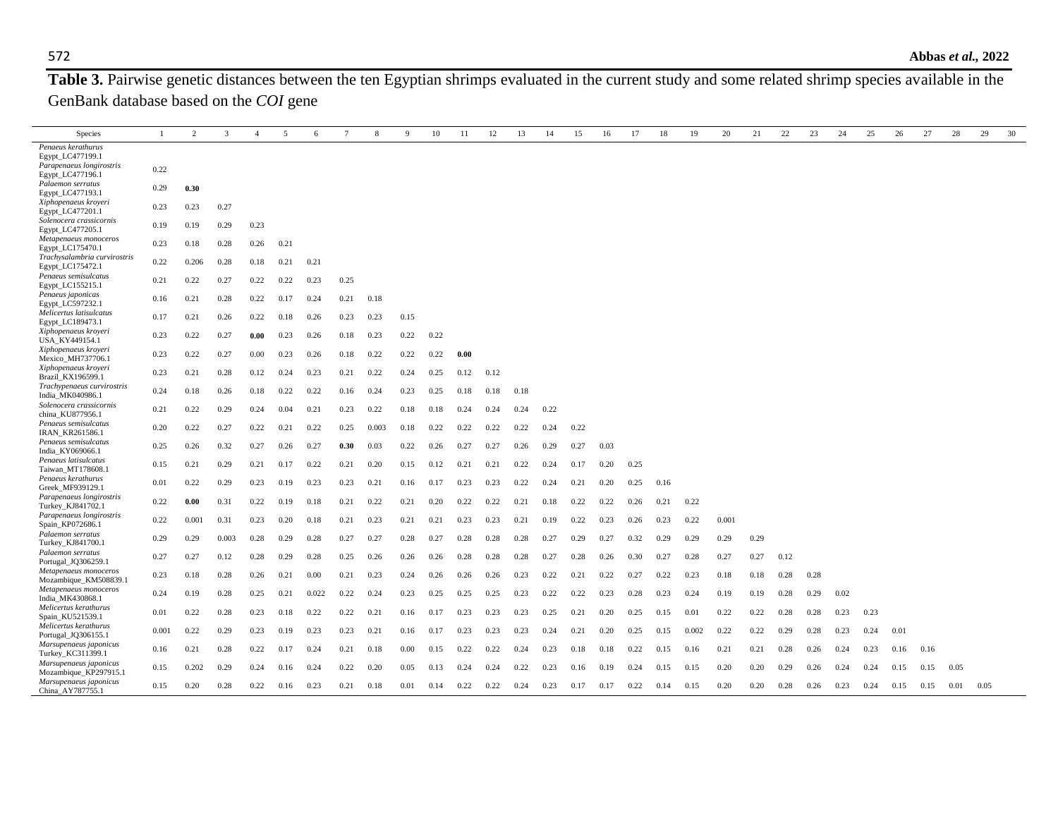**Table 3.** Pairwise genetic distances between the ten Egyptian shrimps evaluated in the current study and some related shrimp species available in the GenBank database based on the *COI* gene

| Species | 1 | 2 | 3 | 4 | 5 | 6 | 7 | 8 | 9 | 10 | 11 | 12 | 13 | 14 | 15 | 16 | 17 | 18 | 19 | 20 | 21 | 22 | 23 | 24 | 25 | 26 | 27 | 28 | 29 | 30 |
|---|---|---|---|---|---|---|---|---|---|---|---|---|---|---|---|---|---|---|---|---|---|---|---|---|---|---|---|---|---|---|
| *Penaeus kerathurus* Egypt_LC477199.1 | | | | | | | | | | | | | | | | | | | | | | | | | | | | | | |
| *Parapenaeus longirostris* Egypt_LC477196.1 | 0.22 | | | | | | | | | | | | | | | | | | | | | | | | | | | | | |
| *Palaemon serratus* Egypt_LC477193.1 | 0.29 | **0.30** | | | | | | | | | | | | | | | | | | | | | | | | | | | | |
| *Xiphopenaeus kroyeri* Egypt_LC477201.1 | 0.23 | 0.23 | 0.27 | | | | | | | | | | | | | | | | | | | | | | | | | | | |
| *Solenocera crassicornis* Egypt_LC477205.1 | 0.19 | 0.19 | 0.29 | 0.23 | | | | | | | | | | | | | | | | | | | | | | | | | | |
| *Metapenaeus monoceros* Egypt_LC175470.1 | 0.23 | 0.18 | 0.28 | 0.26 | 0.21 | | | | | | | | | | | | | | | | | | | | | | | | | |
| *Trachysalambria curvirostris* Egypt_LC175472.1 | 0.22 | 0.206 | 0.28 | 0.18 | 0.21 | 0.21 | | | | | | | | | | | | | | | | | | | | | | | | |
| *Penaeus semisulcatus* Egypt_LC155215.1 | 0.21 | 0.22 | 0.27 | 0.22 | 0.22 | 0.23 | 0.25 | | | | | | | | | | | | | | | | | | | | | | | |
| *Penaeus japonicas* Egypt_LC597232.1 | 0.16 | 0.21 | 0.28 | 0.22 | 0.17 | 0.24 | 0.21 | 0.18 | | | | | | | | | | | | | | | | | | | | | | |
| *Melicertus latisulcatus* Egypt_LC189473.1 | 0.17 | 0.21 | 0.26 | 0.22 | 0.18 | 0.26 | 0.23 | 0.23 | 0.15 | | | | | | | | | | | | | | | | | | | | | |
| *Xiphopenaeus kroyeri* USA_KY449154.1 | 0.23 | 0.22 | 0.27 | **0.00** | 0.23 | 0.26 | 0.18 | 0.23 | 0.22 | 0.22 | | | | | | | | | | | | | | | | | | | | |
| *Xiphopenaeus kroyeri* Mexico_MH737706.1 | 0.23 | 0.22 | 0.27 | 0.00 | 0.23 | 0.26 | 0.18 | 0.22 | 0.22 | 0.22 | **0.00** | | | | | | | | | | | | | | | | | | | |
| *Xiphopenaeus kroyeri* Brazil_KX196599.1 | 0.23 | 0.21 | 0.28 | 0.12 | 0.24 | 0.23 | 0.21 | 0.22 | 0.24 | 0.25 | 0.12 | 0.12 | | | | | | | | | | | | | | | | | | |
| *Trachypenaeus curvirostris* India_MK040986.1 | 0.24 | 0.18 | 0.26 | 0.18 | 0.22 | 0.22 | 0.16 | 0.24 | 0.23 | 0.25 | 0.18 | 0.18 | 0.18 | | | | | | | | | | | | | | | | | |
| *Solenocera crassicornis* china_KU877956.1 | 0.21 | 0.22 | 0.29 | 0.24 | 0.04 | 0.21 | 0.23 | 0.22 | 0.18 | 0.18 | 0.24 | 0.24 | 0.24 | 0.22 | | | | | | | | | | | | | | | | |
| *Penaeus semisulcatus* IRAN_KR261586.1 | 0.20 | 0.22 | 0.27 | 0.22 | 0.21 | 0.22 | 0.25 | 0.003 | 0.18 | 0.22 | 0.22 | 0.22 | 0.22 | 0.24 | 0.22 | | | | | | | | | | | | | | | |
| *Penaeus semisulcatus* India_KY069066.1 | 0.25 | 0.26 | 0.32 | 0.27 | 0.26 | 0.27 | **0.30** | 0.03 | 0.22 | 0.26 | 0.27 | 0.27 | 0.26 | 0.29 | 0.27 | 0.03 | | | | | | | | | | | | | | |
| *Penaeus latisulcatus* Taiwan_MT178608.1 | 0.15 | 0.21 | 0.29 | 0.21 | 0.17 | 0.22 | 0.21 | 0.20 | 0.15 | 0.12 | 0.21 | 0.21 | 0.22 | 0.24 | 0.17 | 0.20 | 0.25 | | | | | | | | | | | | | |
| *Penaeus kerathurus* Greek_MF939129.1 | 0.01 | 0.22 | 0.29 | 0.23 | 0.19 | 0.23 | 0.23 | 0.21 | 0.16 | 0.17 | 0.23 | 0.23 | 0.22 | 0.24 | 0.21 | 0.20 | 0.25 | 0.16 | | | | | | | | | | | | |
| *Parapenaeus longirostris* Turkey_KJ841702.1 | 0.22 | **0.00** | 0.31 | 0.22 | 0.19 | 0.18 | 0.21 | 0.22 | 0.21 | 0.20 | 0.22 | 0.22 | 0.21 | 0.18 | 0.22 | 0.22 | 0.26 | 0.21 | 0.22 | | | | | | | | | | | |
| *Parapenaeus longirostris* Spain_KP072686.1 | 0.22 | 0.001 | 0.31 | 0.23 | 0.20 | 0.18 | 0.21 | 0.23 | 0.21 | 0.21 | 0.23 | 0.23 | 0.21 | 0.19 | 0.22 | 0.23 | 0.26 | 0.23 | 0.22 | 0.001 | | | | | | | | | | |
| *Palaemon serratus* Turkey_KJ841700.1 | 0.29 | 0.29 | 0.003 | 0.28 | 0.29 | 0.28 | 0.27 | 0.27 | 0.28 | 0.27 | 0.28 | 0.28 | 0.28 | 0.27 | 0.29 | 0.27 | 0.32 | 0.29 | 0.29 | 0.29 | 0.29 | | | | | | | | | |
| *Palaemon serratus* Portugal_JQ306259.1 | 0.27 | 0.27 | 0.12 | 0.28 | 0.29 | 0.28 | 0.25 | 0.26 | 0.26 | 0.26 | 0.28 | 0.28 | 0.28 | 0.27 | 0.28 | 0.26 | 0.30 | 0.27 | 0.28 | 0.27 | 0.27 | 0.12 | | | | | | | | |
| *Metapenaeus monoceros* Mozambique_KM508839.1 | 0.23 | 0.18 | 0.28 | 0.26 | 0.21 | 0.00 | 0.21 | 0.23 | 0.24 | 0.26 | 0.26 | 0.26 | 0.23 | 0.22 | 0.21 | 0.22 | 0.27 | 0.22 | 0.23 | 0.18 | 0.18 | 0.28 | 0.28 | | | | | | | |
| *Metapenaeus monoceros* India_MK430868.1 | 0.24 | 0.19 | 0.28 | 0.25 | 0.21 | 0.022 | 0.22 | 0.24 | 0.23 | 0.25 | 0.25 | 0.25 | 0.23 | 0.22 | 0.22 | 0.23 | 0.28 | 0.23 | 0.24 | 0.19 | 0.19 | 0.28 | 0.29 | 0.02 | | | | | | |
| *Melicertus kerathurus* Spain_KU521539.1 | 0.01 | 0.22 | 0.28 | 0.23 | 0.18 | 0.22 | 0.22 | 0.21 | 0.16 | 0.17 | 0.23 | 0.23 | 0.23 | 0.25 | 0.21 | 0.20 | 0.25 | 0.15 | 0.01 | 0.22 | 0.22 | 0.28 | 0.28 | 0.23 | 0.23 | | | | | |
| *Melicertus kerathurus* Portugal_JQ306155.1 | 0.001 | 0.22 | 0.29 | 0.23 | 0.19 | 0.23 | 0.23 | 0.21 | 0.16 | 0.17 | 0.23 | 0.23 | 0.23 | 0.24 | 0.21 | 0.20 | 0.25 | 0.15 | 0.002 | 0.22 | 0.22 | 0.29 | 0.28 | 0.23 | 0.24 | 0.01 | | | | |
| *Marsupenaeus japonicus* Turkey_KC311399.1 | 0.16 | 0.21 | 0.28 | 0.22 | 0.17 | 0.24 | 0.21 | 0.18 | 0.00 | 0.15 | 0.22 | 0.22 | 0.24 | 0.23 | 0.18 | 0.18 | 0.22 | 0.15 | 0.16 | 0.21 | 0.21 | 0.28 | 0.26 | 0.24 | 0.23 | 0.16 | 0.16 | | | |
| *Marsupenaeus japonicus* Mozambique_KP297915.1 | 0.15 | 0.202 | 0.29 | 0.24 | 0.16 | 0.24 | 0.22 | 0.20 | 0.05 | 0.13 | 0.24 | 0.24 | 0.22 | 0.23 | 0.16 | 0.19 | 0.24 | 0.15 | 0.15 | 0.20 | 0.20 | 0.29 | 0.26 | 0.24 | 0.24 | 0.15 | 0.15 | 0.05 | | |
| *Marsupenaeus japonicus* China_AY787755.1 | 0.15 | 0.20 | 0.28 | 0.22 | 0.16 | 0.23 | 0.21 | 0.18 | 0.01 | 0.14 | 0.22 | 0.22 | 0.24 | 0.23 | 0.17 | 0.17 | 0.22 | 0.14 | 0.15 | 0.20 | 0.20 | 0.28 | 0.26 | 0.23 | 0.24 | 0.15 | 0.15 | 0.01 | 0.05 | |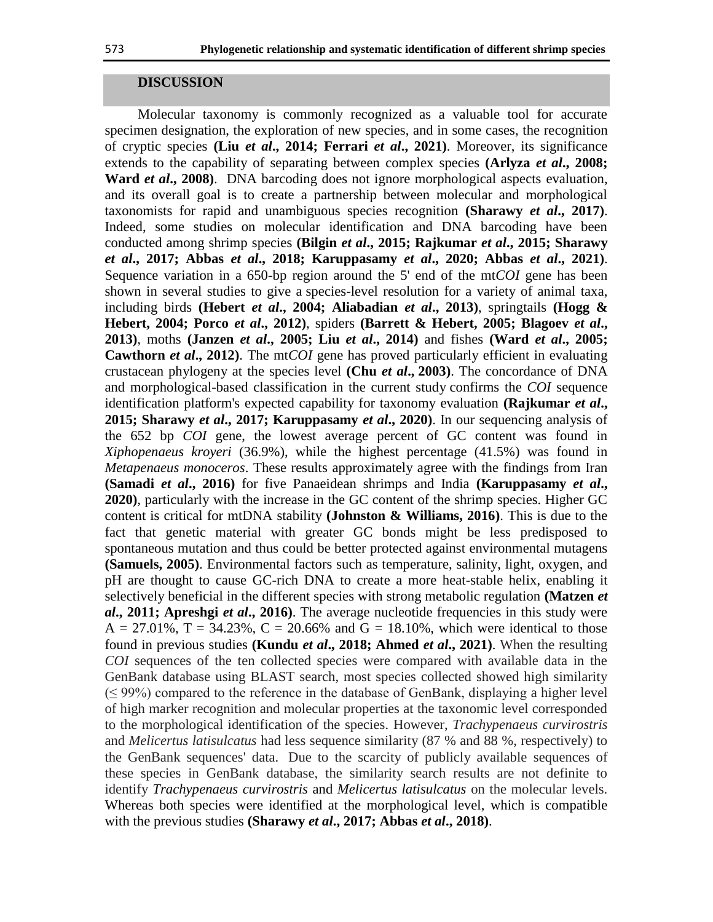## DISCUSSION

Molecular taxonomy is commonly recognized as a valuable tool for accurate specimen designation, the exploration of new species, and in some cases, the recognition of cryptic species **(Liu *et al*., 2014; Ferrari *et al*., 2021)**. Moreover, its significance extends to the capability of separating between complex species **(Arlyza *et al*., 2008; Ward *et al*., 2008)**. DNA barcoding does not ignore morphological aspects evaluation, and its overall goal is to create a partnership between molecular and morphological taxonomists for rapid and unambiguous species recognition **(Sharawy *et al*., 2017)**. Indeed, some studies on molecular identification and DNA barcoding have been conducted among shrimp species **(Bilgin *et al*., 2015; Rajkumar *et al*., 2015; Sharawy *et al*., 2017; Abbas *et al*., 2018; Karuppasamy *et al*., 2020; Abbas *et al*., 2021)**. Sequence variation in a 650-bp region around the 5' end of the mt*COI* gene has been shown in several studies to give a species-level resolution for a variety of animal taxa, including birds **(Hebert *et al*., 2004; Aliabadian *et al*., 2013)**, springtails **(Hogg & Hebert, 2004; Porco *et al*., 2012)**, spiders **(Barrett & Hebert, 2005; Blagoev *et al*., 2013)**, moths **(Janzen *et al*., 2005; Liu *et al*., 2014)** and fishes **(Ward *et al*., 2005; Cawthorn *et al*., 2012)**. The mt*COI* gene has proved particularly efficient in evaluating crustacean phylogeny at the species level **(Chu *et al*., 2003)**. The concordance of DNA and morphological-based classification in the current study confirms the *COI* sequence identification platform's expected capability for taxonomy evaluation **(Rajkumar *et al*., 2015; Sharawy *et al*., 2017; Karuppasamy *et al*., 2020)**. In our sequencing analysis of the 652 bp *COI* gene, the lowest average percent of GC content was found in *Xiphopenaeus kroyeri* (36.9%), while the highest percentage (41.5%) was found in *Metapenaeus monoceros*. These results approximately agree with the findings from Iran **(Samadi *et al*., 2016)** for five Panaeidean shrimps and India **(Karuppasamy *et al*., 2020)**, particularly with the increase in the GC content of the shrimp species. Higher GC content is critical for mtDNA stability **(Johnston & Williams, 2016)**. This is due to the fact that genetic material with greater GC bonds might be less predisposed to spontaneous mutation and thus could be better protected against environmental mutagens **(Samuels, 2005)**. Environmental factors such as temperature, salinity, light, oxygen, and pH are thought to cause GC-rich DNA to create a more heat-stable helix, enabling it selectively beneficial in the different species with strong metabolic regulation **(Matzen *et al*., 2011; Apreshgi *et al*., 2016)**. The average nucleotide frequencies in this study were A = 27.01%, T = 34.23%, C = 20.66% and G = 18.10%, which were identical to those found in previous studies **(Kundu *et al*., 2018; Ahmed *et al*., 2021)**. When the resulting *COI* sequences of the ten collected species were compared with available data in the GenBank database using BLAST search, most species collected showed high similarity ($\leq$ 99%) compared to the reference in the database of GenBank, displaying a higher level of high marker recognition and molecular properties at the taxonomic level corresponded to the morphological identification of the species. However, *Trachypenaeus curvirostris* and *Melicertus latisulcatus* had less sequence similarity (87 % and 88 %, respectively) to the GenBank sequences' data. Due to the scarcity of publicly available sequences of these species in GenBank database, the similarity search results are not definite to identify *Trachypenaeus curvirostris* and *Melicertus latisulcatus* on the molecular levels. Whereas both species were identified at the morphological level, which is compatible with the previous studies **(Sharawy *et al*., 2017; Abbas *et al*., 2018)**.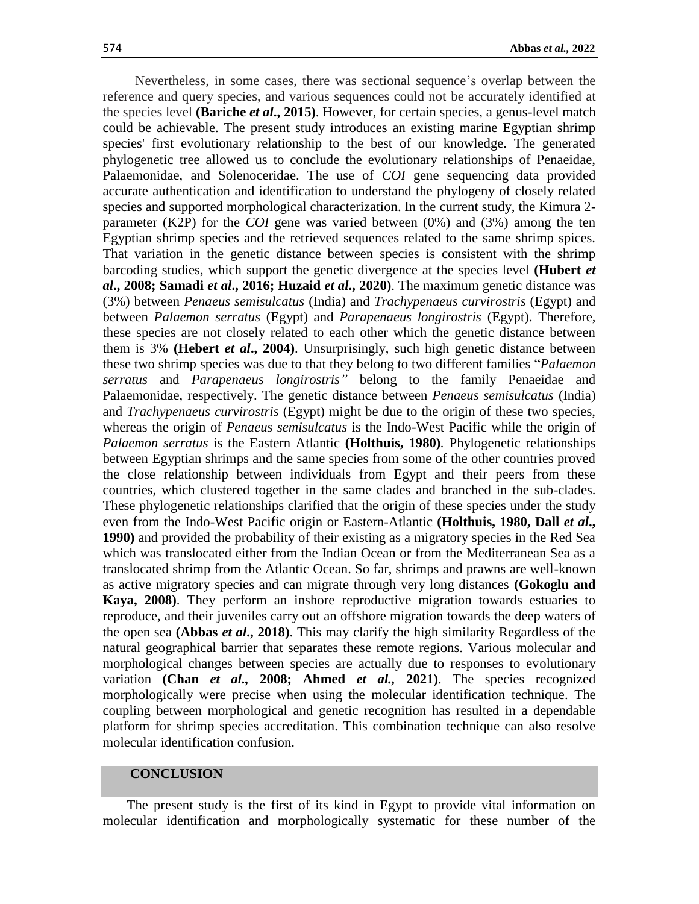Nevertheless, in some cases, there was sectional sequence's overlap between the reference and query species, and various sequences could not be accurately identified at the species level **(Bariche *et al*., 2015)**. However, for certain species, a genus-level match could be achievable. The present study introduces an existing marine Egyptian shrimp species' first evolutionary relationship to the best of our knowledge. The generated phylogenetic tree allowed us to conclude the evolutionary relationships of Penaeidae, Palaemonidae, and Solenoceridae. The use of *COI* gene sequencing data provided accurate authentication and identification to understand the phylogeny of closely related species and supported morphological characterization. In the current study, the Kimura 2-parameter (K2P) for the *COI* gene was varied between (0%) and (3%) among the ten Egyptian shrimp species and the retrieved sequences related to the same shrimp spices. That variation in the genetic distance between species is consistent with the shrimp barcoding studies, which support the genetic divergence at the species level **(Hubert *et al*., 2008; Samadi *et al*., 2016; Huzaid *et al*., 2020)**. The maximum genetic distance was (3%) between *Penaeus semisulcatus* (India) and *Trachypenaeus curvirostris* (Egypt) and between *Palaemon serratus* (Egypt) and *Parapenaeus longirostris* (Egypt). Therefore, these species are not closely related to each other which the genetic distance between them is 3% **(Hebert *et al*., 2004)**. Unsurprisingly, such high genetic distance between these two shrimp species was due to that they belong to two different families "*Palaemon serratus* and *Parapenaeus longirostris"* belong to the family Penaeidae and Palaemonidae, respectively. The genetic distance between *Penaeus semisulcatus* (India) and *Trachypenaeus curvirostris* (Egypt) might be due to the origin of these two species, whereas the origin of *Penaeus semisulcatus* is the Indo-West Pacific while the origin of *Palaemon serratus* is the Eastern Atlantic **(Holthuis, 1980)**. Phylogenetic relationships between Egyptian shrimps and the same species from some of the other countries proved the close relationship between individuals from Egypt and their peers from these countries, which clustered together in the same clades and branched in the sub-clades. These phylogenetic relationships clarified that the origin of these species under the study even from the Indo-West Pacific origin or Eastern-Atlantic **(Holthuis, 1980, Dall *et al*., 1990)** and provided the probability of their existing as a migratory species in the Red Sea which was translocated either from the Indian Ocean or from the Mediterranean Sea as a translocated shrimp from the Atlantic Ocean. So far, shrimps and prawns are well-known as active migratory species and can migrate through very long distances **(Gokoglu and Kaya, 2008)**. They perform an inshore reproductive migration towards estuaries to reproduce, and their juveniles carry out an offshore migration towards the deep waters of the open sea **(Abbas *et al*., 2018)**. This may clarify the high similarity Regardless of the natural geographical barrier that separates these remote regions. Various molecular and morphological changes between species are actually due to responses to evolutionary variation **(Chan *et al*., 2008; Ahmed *et al*., 2021)**. The species recognized morphologically were precise when using the molecular identification technique. The coupling between morphological and genetic recognition has resulted in a dependable platform for shrimp species accreditation. This combination technique can also resolve molecular identification confusion.

## CONCLUSION

The present study is the first of its kind in Egypt to provide vital information on molecular identification and morphologically systematic for these number of the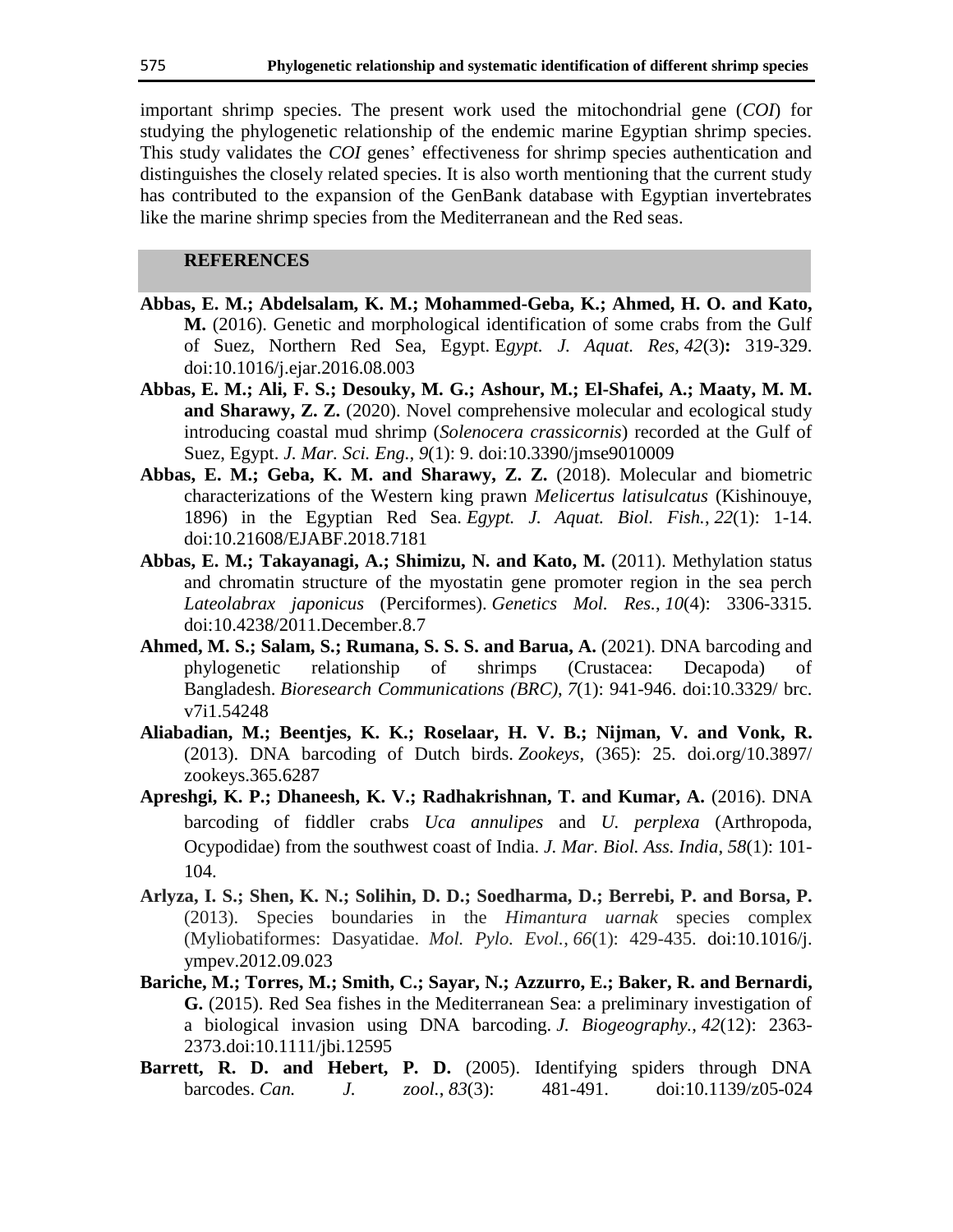important shrimp species. The present work used the mitochondrial gene (*COI*) for studying the phylogenetic relationship of the endemic marine Egyptian shrimp species. This study validates the *COI* genes' effectiveness for shrimp species authentication and distinguishes the closely related species. It is also worth mentioning that the current study has contributed to the expansion of the GenBank database with Egyptian invertebrates like the marine shrimp species from the Mediterranean and the Red seas.

## REFERENCES

**Abbas, E. M.; Abdelsalam, K. M.; Mohammed-Geba, K.; Ahmed, H. O. and Kato, M.** (2016). Genetic and morphological identification of some crabs from the Gulf of Suez, Northern Red Sea, Egypt. E*gypt. J. Aquat. Res*, *42*(3)**:** 319-329. doi:10.1016/j.ejar.2016.08.003

**Abbas, E. M.; Ali, F. S.; Desouky, M. G.; Ashour, M.; El-Shafei, A.; Maaty, M. M. and Sharawy, Z. Z.** (2020). Novel comprehensive molecular and ecological study introducing coastal mud shrimp (*Solenocera crassicornis*) recorded at the Gulf of Suez, Egypt. *J. Mar. Sci. Eng.*, *9*(1): 9. doi:10.3390/jmse9010009

**Abbas, E. M.; Geba, K. M. and Sharawy, Z. Z.** (2018). Molecular and biometric characterizations of the Western king prawn *Melicertus latisulcatus* (Kishinouye, 1896) in the Egyptian Red Sea. *Egypt. J. Aquat. Biol. Fish.*, *22*(1): 1-14. doi:10.21608/EJABF.2018.7181

**Abbas, E. M.; Takayanagi, A.; Shimizu, N. and Kato, M.** (2011). Methylation status and chromatin structure of the myostatin gene promoter region in the sea perch *Lateolabrax japonicus* (Perciformes). *Genetics Mol. Res.*, *10*(4): 3306-3315. doi:10.4238/2011.December.8.7

**Ahmed, M. S.; Salam, S.; Rumana, S. S. S. and Barua, A.** (2021). DNA barcoding and phylogenetic relationship of shrimps (Crustacea: Decapoda) of Bangladesh. *Bioresearch Communications (BRC)*, *7*(1): 941-946. doi:10.3329/ brc. v7i1.54248

**Aliabadian, M.; Beentjes, K. K.; Roselaar, H. V. B.; Nijman, V. and Vonk, R.** (2013). DNA barcoding of Dutch birds. *Zookeys*, (365): 25. doi.org/10.3897/ zookeys.365.6287

**Apreshgi, K. P.; Dhaneesh, K. V.; Radhakrishnan, T. and Kumar, A.** (2016). DNA barcoding of fiddler crabs *Uca annulipes* and *U. perplexa* (Arthropoda, Ocypodidae) from the southwest coast of India. *J. Mar. Biol. Ass. India*, *58*(1): 101-104.

**Arlyza, I. S.; Shen, K. N.; Solihin, D. D.; Soedharma, D.; Berrebi, P. and Borsa, P.** (2013). Species boundaries in the *Himantura uarnak* species complex (Myliobatiformes: Dasyatidae. *Mol. Pylo. Evol.*, *66*(1): 429-435. doi:10.1016/j. ympev.2012.09.023

**Bariche, M.; Torres, M.; Smith, C.; Sayar, N.; Azzurro, E.; Baker, R. and Bernardi, G.** (2015). Red Sea fishes in the Mediterranean Sea: a preliminary investigation of a biological invasion using DNA barcoding. *J. Biogeography.*, *42*(12): 2363-2373.doi:10.1111/jbi.12595

**Barrett, R. D. and Hebert, P. D.** (2005). Identifying spiders through DNA barcodes. *Can. J. zool.*, *83*(3): 481-491. doi:10.1139/z05-024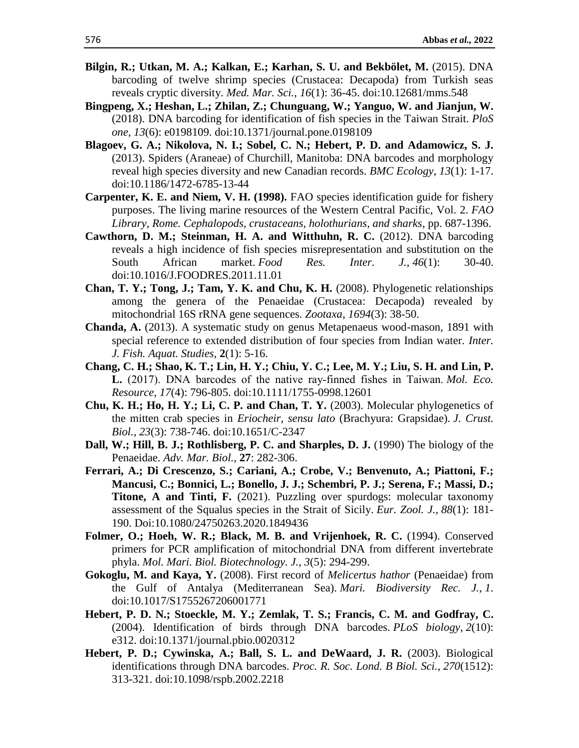**Bilgin, R.; Utkan, M. A.; Kalkan, E.; Karhan, S. U. and Bekbölet, M.** (2015). DNA barcoding of twelve shrimp species (Crustacea: Decapoda) from Turkish seas reveals cryptic diversity. *Med. Mar. Sci.*, *16*(1): 36-45. doi:10.12681/mms.548

**Bingpeng, X.; Heshan, L.; Zhilan, Z.; Chunguang, W.; Yanguo, W. and Jianjun, W.** (2018). DNA barcoding for identification of fish species in the Taiwan Strait. *PloS one*, *13*(6): e0198109. doi:10.1371/journal.pone.0198109

**Blagoev, G. A.; Nikolova, N. I.; Sobel, C. N.; Hebert, P. D. and Adamowicz, S. J.** (2013). Spiders (Araneae) of Churchill, Manitoba: DNA barcodes and morphology reveal high species diversity and new Canadian records. *BMC Ecology*, *13*(1): 1-17. doi:10.1186/1472-6785-13-44

**Carpenter, K. E. and Niem, V. H. (1998).** FAO species identification guide for fishery purposes. The living marine resources of the Western Central Pacific, Vol. 2. *FAO Library, Rome. Cephalopods, crustaceans, holothurians, and sharks*, pp. 687-1396.

**Cawthorn, D. M.; Steinman, H. A. and Witthuhn, R. C.** (2012). DNA barcoding reveals a high incidence of fish species misrepresentation and substitution on the South African market. *Food Res. Inter. J.*, *46*(1): 30-40. doi:10.1016/J.FOODRES.2011.11.01

**Chan, T. Y.; Tong, J.; Tam, Y. K. and Chu, K. H.** (2008). Phylogenetic relationships among the genera of the Penaeidae (Crustacea: Decapoda) revealed by mitochondrial 16S rRNA gene sequences. *Zootaxa*, *1694*(3): 38-50.

**Chanda, A.** (2013). A systematic study on genus Metapenaeus wood-mason, 1891 with special reference to extended distribution of four species from Indian water. *Inter. J. Fish. Aquat. Studies*, **2**(1): 5-16.

**Chang, C. H.; Shao, K. T.; Lin, H. Y.; Chiu, Y. C.; Lee, M. Y.; Liu, S. H. and Lin, P. L.** (2017). DNA barcodes of the native ray-finned fishes in Taiwan. *Mol. Eco. Resource*, *17*(4): 796-805. doi:10.1111/1755-0998.12601

**Chu, K. H.; Ho, H. Y.; Li, C. P. and Chan, T. Y.** (2003). Molecular phylogenetics of the mitten crab species in *Eriocheir, sensu lato* (Brachyura: Grapsidae). *J. Crust. Biol.*, *23*(3): 738-746. doi:10.1651/C-2347

**Dall, W.; Hill, B. J.; Rothlisberg, P. C. and Sharples, D. J.** (1990) The biology of the Penaeidae. *Adv. Mar. Biol.*, **27**: 282-306.

**Ferrari, A.; Di Crescenzo, S.; Cariani, A.; Crobe, V.; Benvenuto, A.; Piattoni, F.; Mancusi, C.; Bonnici, L.; Bonello, J. J.; Schembri, P. J.; Serena, F.; Massi, D.; Titone, A and Tinti, F.** (2021). Puzzling over spurdogs: molecular taxonomy assessment of the Squalus species in the Strait of Sicily. *Eur. Zool. J.*, *88*(1): 181-190. Doi:10.1080/24750263.2020.1849436

**Folmer, O.; Hoeh, W. R.; Black, M. B. and Vrijenhoek, R. C.** (1994). Conserved primers for PCR amplification of mitochondrial DNA from different invertebrate phyla. *Mol. Mari. Biol. Biotechnology. J.*, *3*(5): 294-299.

**Gokoglu, M. and Kaya, Y.** (2008). First record of *Melicertus hathor* (Penaeidae) from the Gulf of Antalya (Mediterranean Sea). *Mari. Biodiversity Rec. J.*, *1*. doi:10.1017/S1755267206001771

**Hebert, P. D. N.; Stoeckle, M. Y.; Zemlak, T. S.; Francis, C. M. and Godfray, C.** (2004). Identification of birds through DNA barcodes. *PLoS biology*, *2*(10): e312. doi:10.1371/journal.pbio.0020312

**Hebert, P. D.; Cywinska, A.; Ball, S. L. and DeWaard, J. R.** (2003). Biological identifications through DNA barcodes. *Proc. R. Soc. Lond. B Biol. Sci.*, *270*(1512): 313-321. doi:10.1098/rspb.2002.2218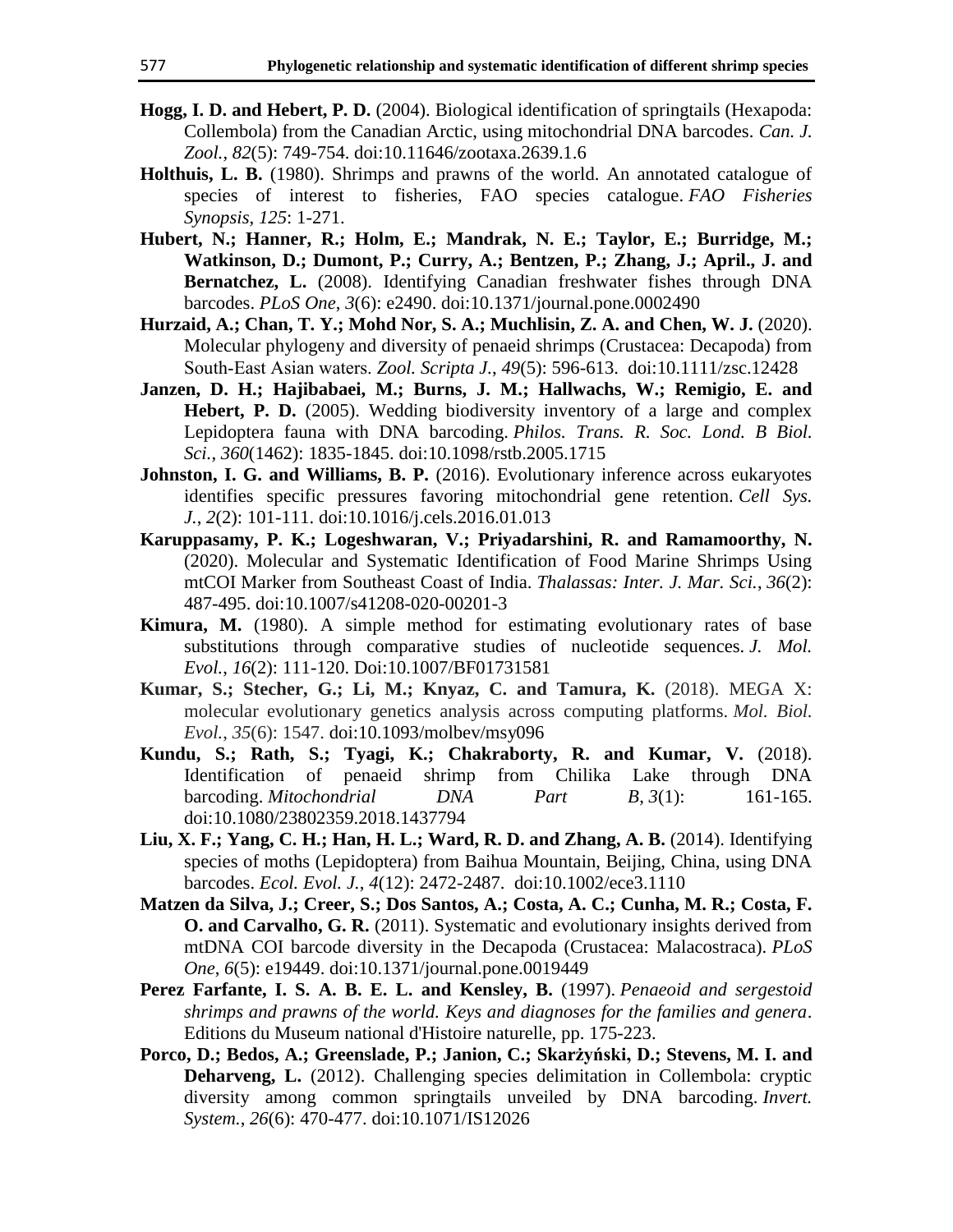**Hogg, I. D. and Hebert, P. D.** (2004). Biological identification of springtails (Hexapoda: Collembola) from the Canadian Arctic, using mitochondrial DNA barcodes. *Can. J. Zool.*, *82*(5): 749-754. doi:10.11646/zootaxa.2639.1.6

**Holthuis, L. B.** (1980). Shrimps and prawns of the world. An annotated catalogue of species of interest to fisheries, FAO species catalogue. *FAO Fisheries Synopsis*, *125*: 1-271.

**Hubert, N.; Hanner, R.; Holm, E.; Mandrak, N. E.; Taylor, E.; Burridge, M.; Watkinson, D.; Dumont, P.; Curry, A.; Bentzen, P.; Zhang, J.; April., J. and Bernatchez, L.** (2008). Identifying Canadian freshwater fishes through DNA barcodes. *PLoS One*, *3*(6): e2490. doi:10.1371/journal.pone.0002490

**Hurzaid, A.; Chan, T. Y.; Mohd Nor, S. A.; Muchlisin, Z. A. and Chen, W. J.** (2020). Molecular phylogeny and diversity of penaeid shrimps (Crustacea: Decapoda) from South-East Asian waters. *Zool. Scripta J.*, *49*(5): 596-613. doi:10.1111/zsc.12428

**Janzen, D. H.; Hajibabaei, M.; Burns, J. M.; Hallwachs, W.; Remigio, E. and Hebert, P. D.** (2005). Wedding biodiversity inventory of a large and complex Lepidoptera fauna with DNA barcoding. *Philos. Trans. R. Soc. Lond. B Biol. Sci.*, *360*(1462): 1835-1845. doi:10.1098/rstb.2005.1715

**Johnston, I. G. and Williams, B. P.** (2016). Evolutionary inference across eukaryotes identifies specific pressures favoring mitochondrial gene retention. *Cell Sys. J.*, *2*(2): 101-111. doi:10.1016/j.cels.2016.01.013

**Karuppasamy, P. K.; Logeshwaran, V.; Priyadarshini, R. and Ramamoorthy, N.** (2020). Molecular and Systematic Identification of Food Marine Shrimps Using mtCOI Marker from Southeast Coast of India. *Thalassas: Inter. J. Mar. Sci.*, *36*(2): 487-495. doi:10.1007/s41208-020-00201-3

**Kimura, M.** (1980). A simple method for estimating evolutionary rates of base substitutions through comparative studies of nucleotide sequences. *J. Mol. Evol.*, *16*(2): 111-120. Doi:10.1007/BF01731581

**Kumar, S.; Stecher, G.; Li, M.; Knyaz, C. and Tamura, K.** (2018). MEGA X: molecular evolutionary genetics analysis across computing platforms. *Mol. Biol. Evol.*, *35*(6): 1547. doi:10.1093/molbev/msy096

**Kundu, S.; Rath, S.; Tyagi, K.; Chakraborty, R. and Kumar, V.** (2018). Identification of penaeid shrimp from Chilika Lake through DNA barcoding. *Mitochondrial DNA Part B*, *3*(1): 161-165. doi:10.1080/23802359.2018.1437794

**Liu, X. F.; Yang, C. H.; Han, H. L.; Ward, R. D. and Zhang, A. B.** (2014). Identifying species of moths (Lepidoptera) from Baihua Mountain, Beijing, China, using DNA barcodes. *Ecol. Evol. J.*, *4*(12): 2472-2487. doi:10.1002/ece3.1110

**Matzen da Silva, J.; Creer, S.; Dos Santos, A.; Costa, A. C.; Cunha, M. R.; Costa, F. O. and Carvalho, G. R.** (2011). Systematic and evolutionary insights derived from mtDNA COI barcode diversity in the Decapoda (Crustacea: Malacostraca). *PLoS One*, *6*(5): e19449. doi:10.1371/journal.pone.0019449

**Perez Farfante, I. S. A. B. E. L. and Kensley, B.** (1997). *Penaeoid and sergestoid shrimps and prawns of the world. Keys and diagnoses for the families and genera*. Editions du Museum national d'Histoire naturelle, pp. 175-223.

**Porco, D.; Bedos, A.; Greenslade, P.; Janion, C.; Skarżyński, D.; Stevens, M. I. and Deharveng, L.** (2012). Challenging species delimitation in Collembola: cryptic diversity among common springtails unveiled by DNA barcoding. *Invert. System.*, *26*(6): 470-477. doi:10.1071/IS12026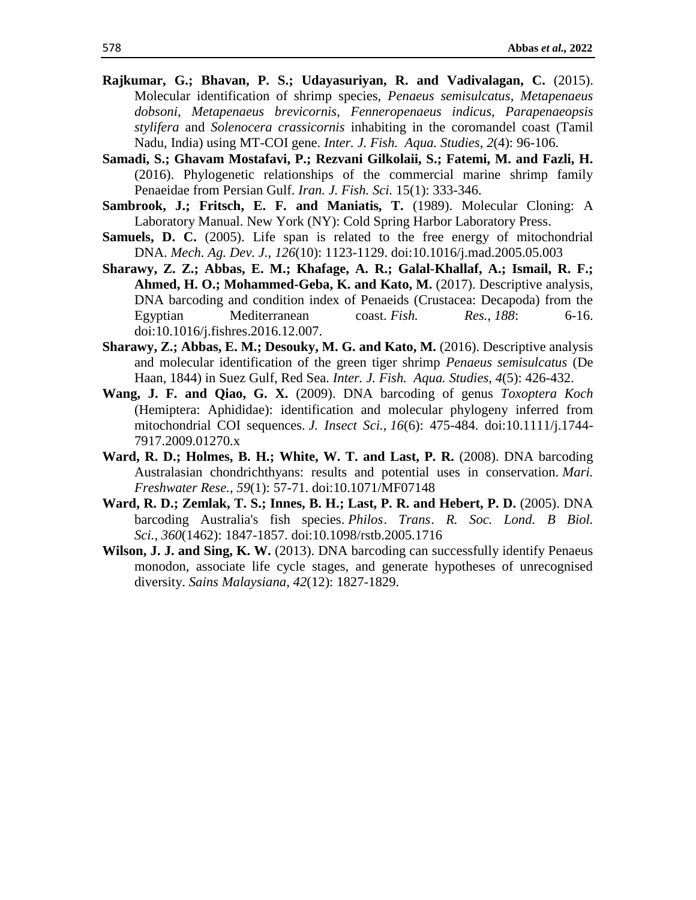**Rajkumar, G.; Bhavan, P. S.; Udayasuriyan, R. and Vadivalagan, C.** (2015). Molecular identification of shrimp species, *Penaeus semisulcatus*, *Metapenaeus dobsoni*, *Metapenaeus brevicornis*, *Fenneropenaeus indicus*, *Parapenaeopsis stylifera* and *Solenocera crassicornis* inhabiting in the coromandel coast (Tamil Nadu, India) using MT-COI gene. *Inter. J. Fish. Aqua. Studies*, *2*(4): 96-106.

**Samadi, S.; Ghavam Mostafavi, P.; Rezvani Gilkolaii, S.; Fatemi, M. and Fazli, H.** (2016). Phylogenetic relationships of the commercial marine shrimp family Penaeidae from Persian Gulf. *Iran. J. Fish. Sci.* 15(1): 333-346.

**Sambrook, J.; Fritsch, E. F. and Maniatis, T.** (1989). Molecular Cloning: A Laboratory Manual. New York (NY): Cold Spring Harbor Laboratory Press.

**Samuels, D. C.** (2005). Life span is related to the free energy of mitochondrial DNA. *Mech. Ag. Dev. J.*, *126*(10): 1123-1129. doi:10.1016/j.mad.2005.05.003

**Sharawy, Z. Z.; Abbas, E. M.; Khafage, A. R.; Galal-Khallaf, A.; Ismail, R. F.; Ahmed, H. O.; Mohammed-Geba, K. and Kato, M.** (2017). Descriptive analysis, DNA barcoding and condition index of Penaeids (Crustacea: Decapoda) from the Egyptian Mediterranean coast. *Fish. Res.*, *188*: 6-16. doi:10.1016/j.fishres.2016.12.007.

**Sharawy, Z.; Abbas, E. M.; Desouky, M. G. and Kato, M.** (2016). Descriptive analysis and molecular identification of the green tiger shrimp *Penaeus semisulcatus* (De Haan, 1844) in Suez Gulf, Red Sea. *Inter. J. Fish. Aqua. Studies*, *4*(5): 426-432.

**Wang, J. F. and Qiao, G. X.** (2009). DNA barcoding of genus *Toxoptera Koch* (Hemiptera: Aphididae): identification and molecular phylogeny inferred from mitochondrial COI sequences. *J. Insect Sci.*, *16*(6): 475-484. doi:10.1111/j.1744-7917.2009.01270.x

**Ward, R. D.; Holmes, B. H.; White, W. T. and Last, P. R.** (2008). DNA barcoding Australasian chondrichthyans: results and potential uses in conservation. *Mari. Freshwater Rese.*, *59*(1): 57-71. doi:10.1071/MF07148

**Ward, R. D.; Zemlak, T. S.; Innes, B. H.; Last, P. R. and Hebert, P. D.** (2005). DNA barcoding Australia's fish species. *Philos. Trans. R. Soc. Lond. B Biol. Sci.*, *360*(1462): 1847-1857. doi:10.1098/rstb.2005.1716

**Wilson, J. J. and Sing, K. W.** (2013). DNA barcoding can successfully identify Penaeus monodon, associate life cycle stages, and generate hypotheses of unrecognised diversity. *Sains Malaysiana*, *42*(12): 1827-1829.